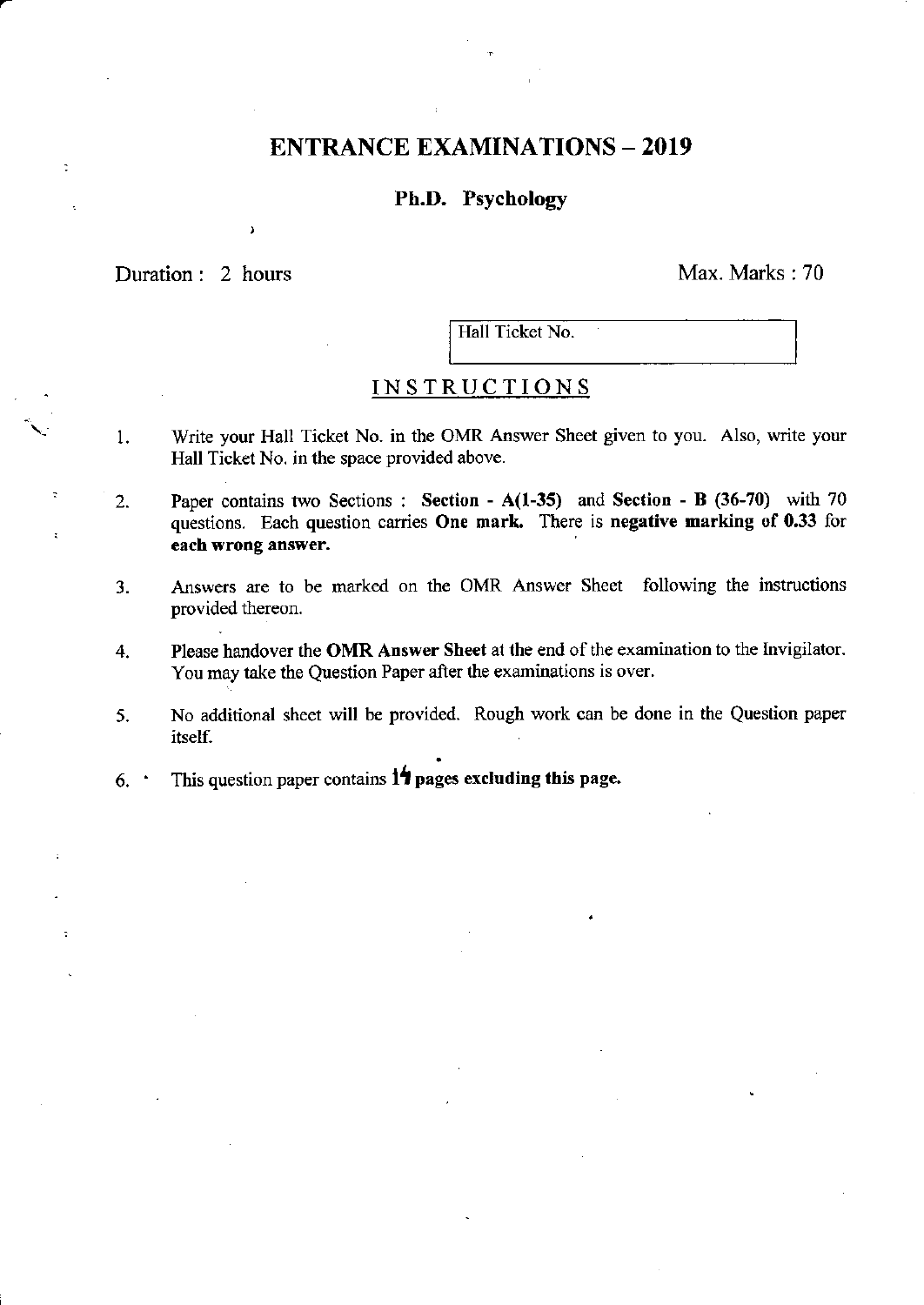# ENTRANCE EXAMINATIONS – 2019

## Ph.D. Psychology

Duration : 2 hours

Max. Marks : 70

| Hall Ticket No. |
|---|

## INSTRUCTIONS

1. Write your Hall Ticket No. in the OMR Answer Sheet given to you. Also, write your Hall Ticket No. in the space provided above.

2. Paper contains two Sections : **Section - A(1-35)** and **Section - B (36-70)** with 70 questions. Each question carries **One mark.** There is **negative marking of 0.33** for **each wrong answer.**

3. Answers are to be marked on the OMR Answer Sheet following the instructions provided thereon.

4. Please handover the **OMR Answer Sheet** at the end of the examination to the Invigilator. You may take the Question Paper after the examinations is over.

5. No additional sheet will be provided. Rough work can be done in the Question paper itself.

6. **This question paper contains 14 pages excluding this page.**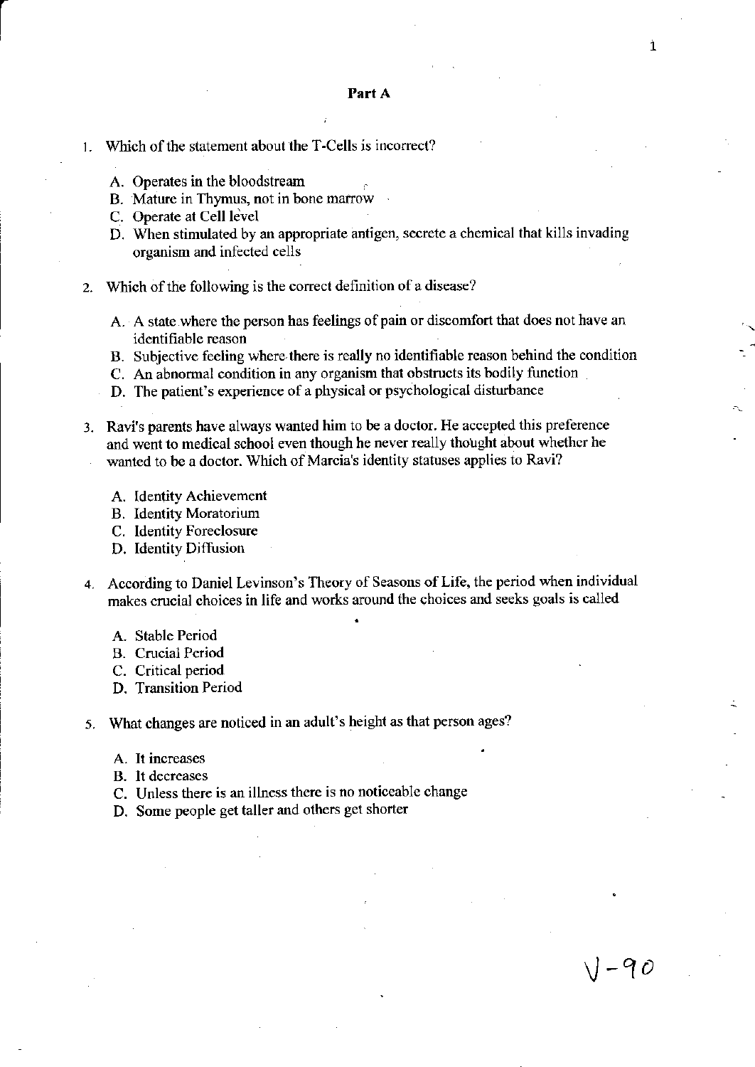## Part A

1. Which of the statement about the T-Cells is incorrect?

   A. Operates in the bloodstream
   B. Mature in Thymus, not in bone marrow
   C. Operate at Cell level
   D. When stimulated by an appropriate antigen, secrete a chemical that kills invading organism and infected cells

2. Which of the following is the correct definition of a disease?

   A. A state where the person has feelings of pain or discomfort that does not have an identifiable reason
   B. Subjective feeling where there is really no identifiable reason behind the condition
   C. An abnormal condition in any organism that obstructs its bodily function
   D. The patient's experience of a physical or psychological disturbance

3. Ravi's parents have always wanted him to be a doctor. He accepted this preference and went to medical school even though he never really thought about whether he wanted to be a doctor. Which of Marcia's identity statuses applies to Ravi?

   A. Identity Achievement
   B. Identity Moratorium
   C. Identity Foreclosure
   D. Identity Diffusion

4. According to Daniel Levinson's Theory of Seasons of Life, the period when individual makes crucial choices in life and works around the choices and seeks goals is called

   A. Stable Period
   B. Crucial Period
   C. Critical period
   D. Transition Period

5. What changes are noticed in an adult's height as that person ages?

   A. It increases
   B. It decreases
   C. Unless there is an illness there is no noticeable change
   D. Some people get taller and others get shorter

V-90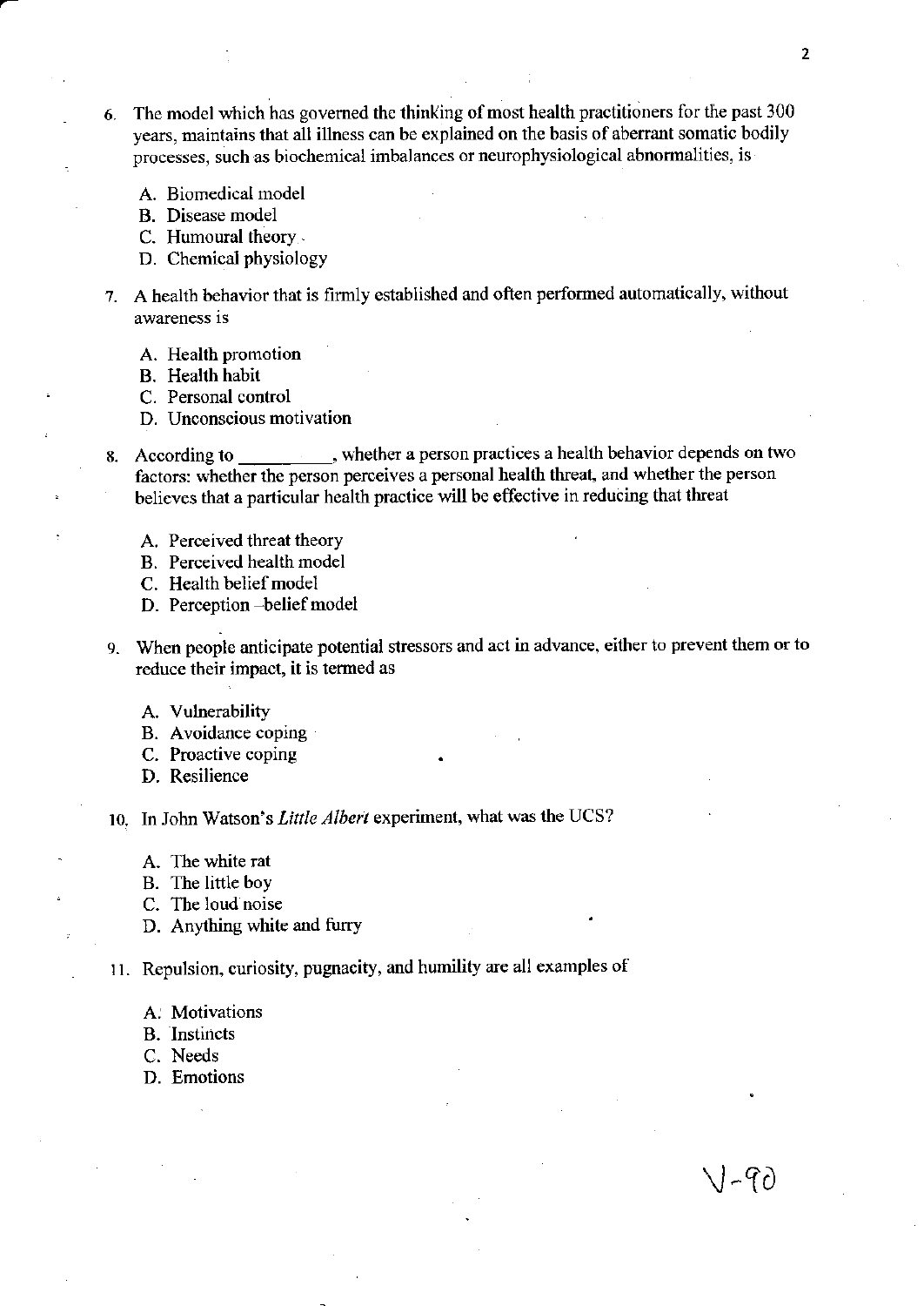6. The model which has governed the thinking of most health practitioners for the past 300 years, maintains that all illness can be explained on the basis of aberrant somatic bodily processes, such as biochemical imbalances or neurophysiological abnormalities, is

   A. Biomedical model
   B. Disease model
   C. Humoural theory
   D. Chemical physiology

7. A health behavior that is firmly established and often performed automatically, without awareness is

   A. Health promotion
   B. Health habit
   C. Personal control
   D. Unconscious motivation

8. According to __________, whether a person practices a health behavior depends on two factors: whether the person perceives a personal health threat, and whether the person believes that a particular health practice will be effective in reducing that threat

   A. Perceived threat theory
   B. Perceived health model
   C. Health belief model
   D. Perception –belief model

9. When people anticipate potential stressors and act in advance, either to prevent them or to reduce their impact, it is termed as

   A. Vulnerability
   B. Avoidance coping
   C. Proactive coping
   D. Resilience

10. In John Watson's *Little Albert* experiment, what was the UCS?

    A. The white rat
    B. The little boy
    C. The loud noise
    D. Anything white and furry

11. Repulsion, curiosity, pugnacity, and humility are all examples of

    A. Motivations
    B. Instincts
    C. Needs
    D. Emotions

V-90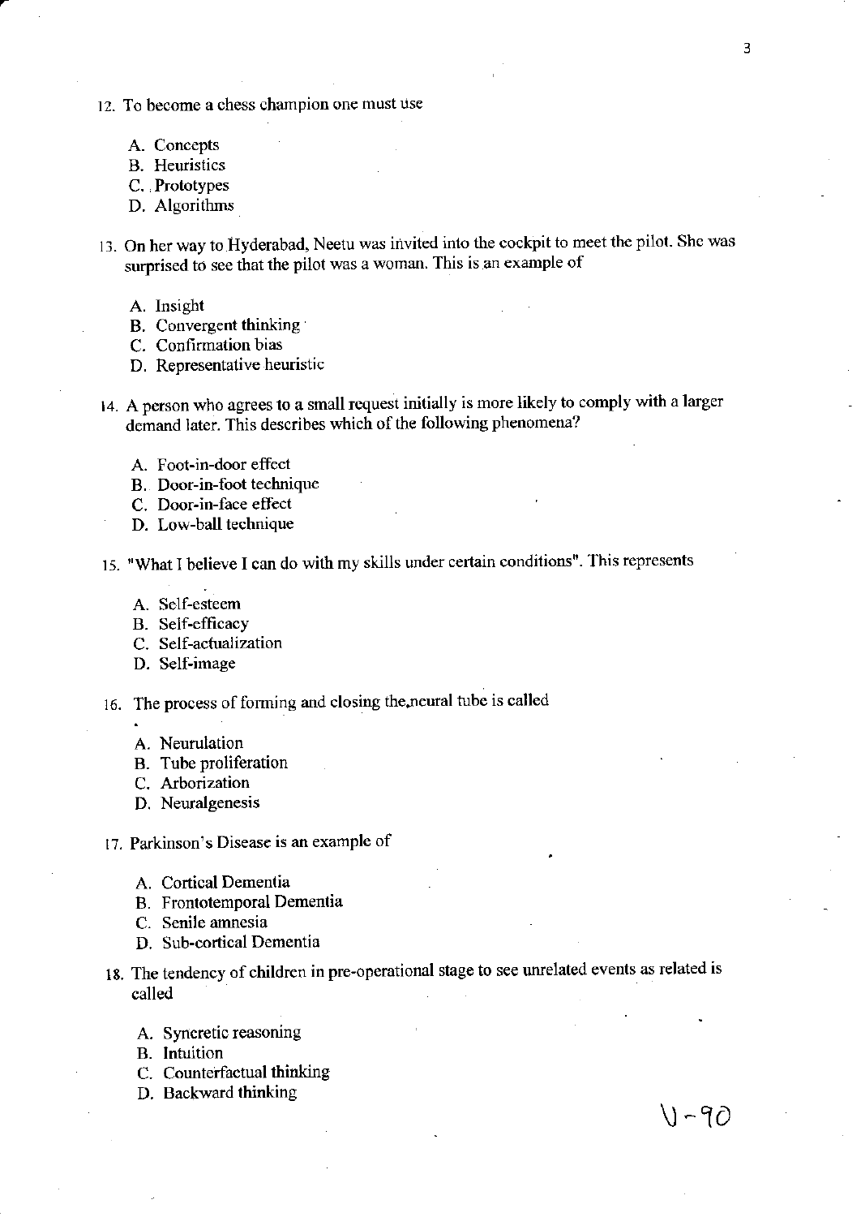12. To become a chess champion one must use

    A. Concepts
    B. Heuristics
    C. Prototypes
    D. Algorithms

13. On her way to Hyderabad, Neetu was invited into the cockpit to meet the pilot. She was surprised to see that the pilot was a woman. This is an example of

    A. Insight
    B. Convergent thinking
    C. Confirmation bias
    D. Representative heuristic

14. A person who agrees to a small request initially is more likely to comply with a larger demand later. This describes which of the following phenomena?

    A. Foot-in-door effect
    B. Door-in-foot technique
    C. Door-in-face effect
    D. Low-ball technique

15. "What I believe I can do with my skills under certain conditions". This represents

    A. Self-esteem
    B. Self-efficacy
    C. Self-actualization
    D. Self-image

16. The process of forming and closing the neural tube is called

    A. Neurulation
    B. Tube proliferation
    C. Arborization
    D. Neuralgenesis

17. Parkinson's Disease is an example of

    A. Cortical Dementia
    B. Frontotemporal Dementia
    C. Senile amnesia
    D. Sub-cortical Dementia

18. The tendency of children in pre-operational stage to see unrelated events as related is called

    A. Syncretic reasoning
    B. Intuition
    C. Counterfactual thinking
    D. Backward thinking

U-90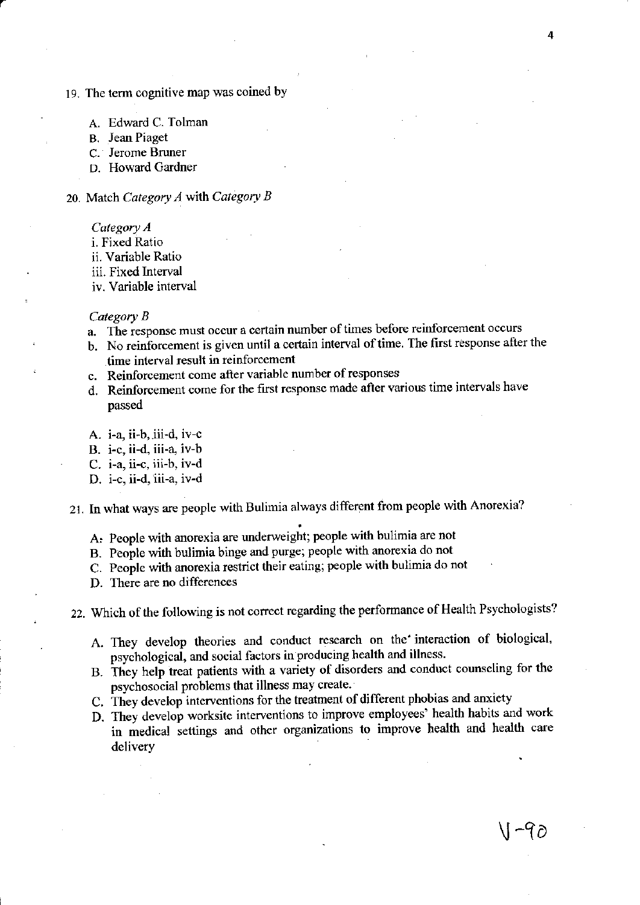19. The term cognitive map was coined by

    A. Edward C. Tolman
    B. Jean Piaget
    C. Jerome Bruner
    D. Howard Gardner

20. Match *Category A* with *Category B*

    *Category A*
    i. Fixed Ratio
    ii. Variable Ratio
    iii. Fixed Interval
    iv. Variable interval

    *Category B*
    a. The response must occur a certain number of times before reinforcement occurs
    b. No reinforcement is given until a certain interval of time. The first response after the time interval result in reinforcement
    c. Reinforcement come after variable number of responses
    d. Reinforcement come for the first response made after various time intervals have passed

    A. i-a, ii-b, iii-d, iv-c
    B. i-c, ii-d, iii-a, iv-b
    C. i-a, ii-c, iii-b, iv-d
    D. i-c, ii-d, iii-a, iv-d

21. In what ways are people with Bulimia always different from people with Anorexia?

    A. People with anorexia are underweight; people with bulimia are not
    B. People with bulimia binge and purge; people with anorexia do not
    C. People with anorexia restrict their eating; people with bulimia do not
    D. There are no differences

22. Which of the following is not correct regarding the performance of Health Psychologists?

    A. They develop theories and conduct research on the interaction of biological, psychological, and social factors in producing health and illness.
    B. They help treat patients with a variety of disorders and conduct counseling for the psychosocial problems that illness may create.
    C. They develop interventions for the treatment of different phobias and anxiety
    D. They develop worksite interventions to improve employees' health habits and work in medical settings and other organizations to improve health and health care delivery

V-90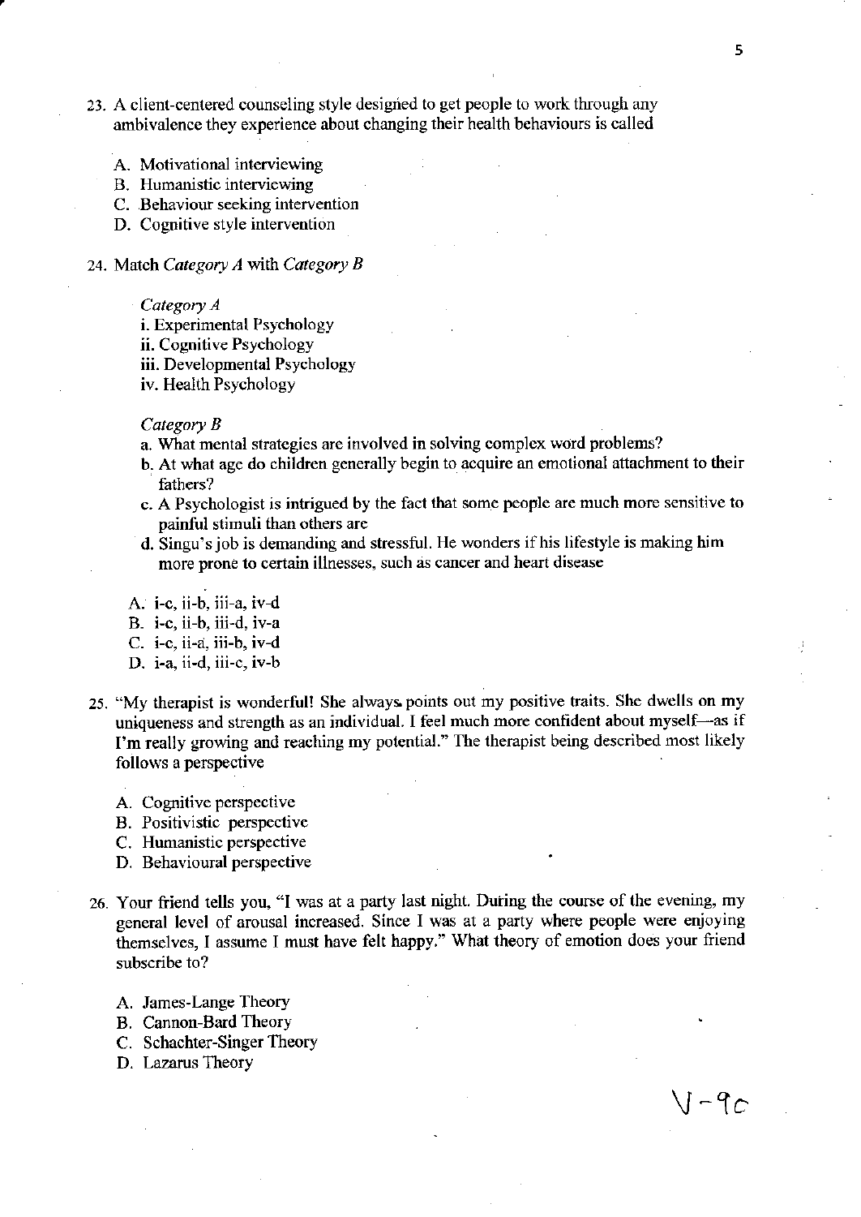23. A client-centered counseling style designed to get people to work through any ambivalence they experience about changing their health behaviours is called

    A. Motivational interviewing
    B. Humanistic interviewing
    C. Behaviour seeking intervention
    D. Cognitive style intervention

24. Match *Category A* with *Category B*

    *Category A*
    i. Experimental Psychology
    ii. Cognitive Psychology
    iii. Developmental Psychology
    iv. Health Psychology

    *Category B*
    a. What mental strategies are involved in solving complex word problems?
    b. At what age do children generally begin to acquire an emotional attachment to their fathers?
    c. A Psychologist is intrigued by the fact that some people are much more sensitive to painful stimuli than others are
    d. Singu's job is demanding and stressful. He wonders if his lifestyle is making him more prone to certain illnesses, such as cancer and heart disease

    A. i-c, ii-b, iii-a, iv-d
    B. i-c, ii-b, iii-d, iv-a
    C. i-c, ii-a, iii-b, iv-d
    D. i-a, ii-d, iii-c, iv-b

25. "My therapist is wonderful! She always points out my positive traits. She dwells on my uniqueness and strength as an individual. I feel much more confident about myself—as if I'm really growing and reaching my potential." The therapist being described most likely follows a perspective

    A. Cognitive perspective
    B. Positivistic perspective
    C. Humanistic perspective
    D. Behavioural perspective

26. Your friend tells you, "I was at a party last night. During the course of the evening, my general level of arousal increased. Since I was at a party where people were enjoying themselves, I assume I must have felt happy." What theory of emotion does your friend subscribe to?

    A. James-Lange Theory
    B. Cannon-Bard Theory
    C. Schachter-Singer Theory
    D. Lazarus Theory

V-9c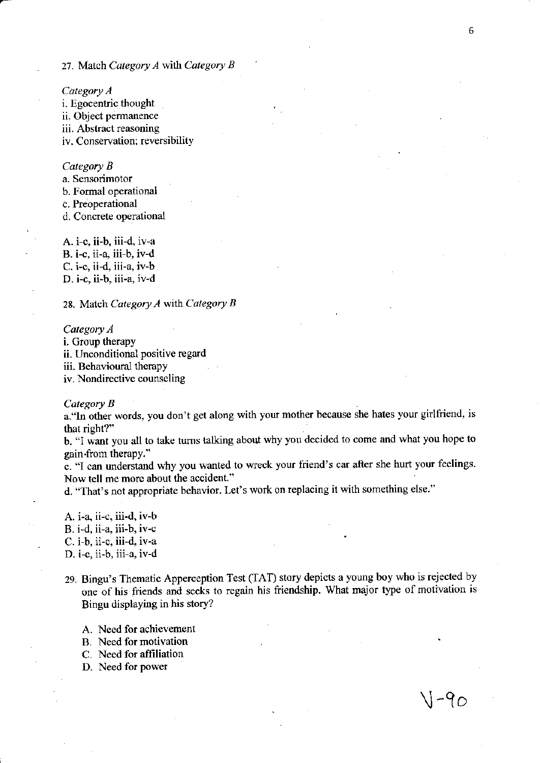27. Match *Category A* with *Category B*

*Category A*

i. Egocentric thought
ii. Object permanence
iii. Abstract reasoning
iv. Conservation; reversibility

*Category B*

a. Sensorimotor
b. Formal operational
c. Preoperational
d. Concrete operational

A. i-c, ii-b, iii-d, iv-a
B. i-c, ii-a, iii-b, iv-d
C. i-c, ii-d, iii-a, iv-b
D. i-c, ii-b, iii-a, iv-d

28. Match *Category A* with *Category B*

*Category A*

i. Group therapy
ii. Unconditional positive regard
iii. Behavioural therapy
iv. Nondirective counseling

*Category B*

a. "In other words, you don't get along with your mother because she hates your girlfriend, is that right?"
b. "I want you all to take turns talking about why you decided to come and what you hope to gain from therapy."
c. "I can understand why you wanted to wreck your friend's car after she hurt your feelings. Now tell me more about the accident."
d. "That's not appropriate behavior. Let's work on replacing it with something else."

A. i-a, ii-c, iii-d, iv-b
B. i-d, ii-a, iii-b, iv-c
C. i-b, ii-c, iii-d, iv-a
D. i-c, ii-b, iii-a, iv-d

29. Bingu's Thematic Apperception Test (TAT) story depicts a young boy who is rejected by one of his friends and seeks to regain his friendship. What major type of motivation is Bingu displaying in his story?

A. Need for achievement
B. Need for motivation
C. Need for affiliation
D. Need for power

V-90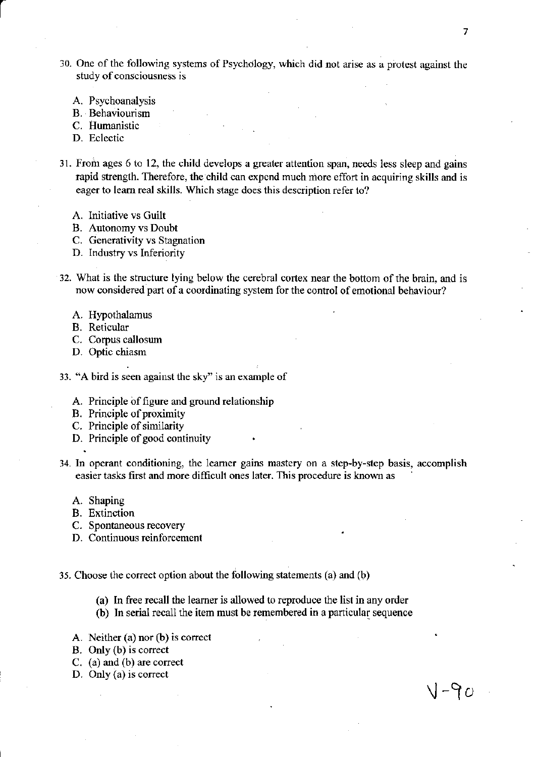30. One of the following systems of Psychology, which did not arise as a protest against the study of consciousness is

    A. Psychoanalysis
    B. Behaviourism
    C. Humanistic
    D. Eclectic

31. From ages 6 to 12, the child develops a greater attention span, needs less sleep and gains rapid strength. Therefore, the child can expend much more effort in acquiring skills and is eager to learn real skills. Which stage does this description refer to?

    A. Initiative vs Guilt
    B. Autonomy vs Doubt
    C. Generativity vs Stagnation
    D. Industry vs Inferiority

32. What is the structure lying below the cerebral cortex near the bottom of the brain, and is now considered part of a coordinating system for the control of emotional behaviour?

    A. Hypothalamus
    B. Reticular
    C. Corpus callosum
    D. Optic chiasm

33. "A bird is seen against the sky" is an example of

    A. Principle of figure and ground relationship
    B. Principle of proximity
    C. Principle of similarity
    D. Principle of good continuity

34. In operant conditioning, the learner gains mastery on a step-by-step basis, accomplish easier tasks first and more difficult ones later. This procedure is known as

    A. Shaping
    B. Extinction
    C. Spontaneous recovery
    D. Continuous reinforcement

35. Choose the correct option about the following statements (a) and (b)

    **(a) In free recall the learner is allowed to reproduce the list in any order**
    **(b) In serial recall the item must be remembered in a particular sequence**

    A. Neither (a) nor (b) is correct
    B. Only (b) is correct
    C. (a) and (b) are correct
    D. Only (a) is correct

V-90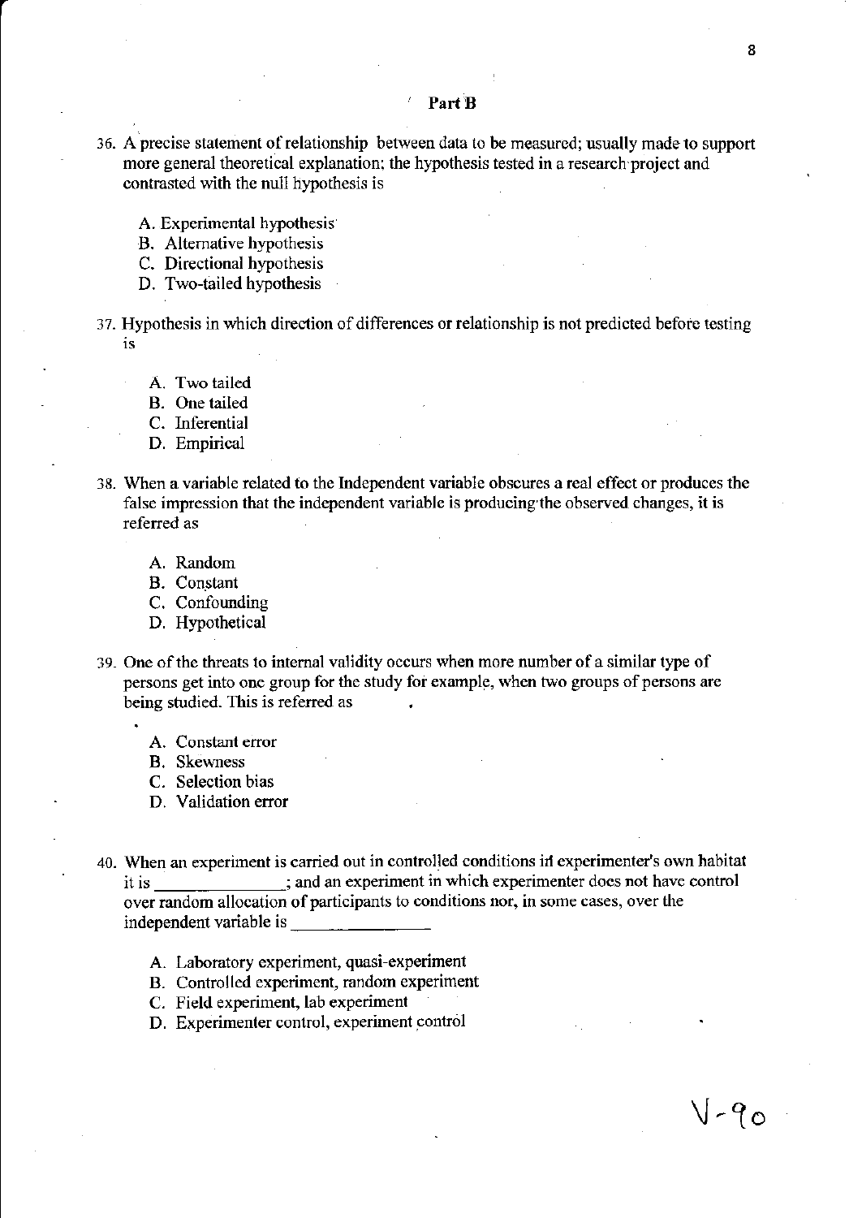## Part B

36. A precise statement of relationship between data to be measured; usually made to support more general theoretical explanation; the hypothesis tested in a research project and contrasted with the null hypothesis is

    A. Experimental hypothesis
    B. Alternative hypothesis
    C. Directional hypothesis
    D. Two-tailed hypothesis

37. Hypothesis in which direction of differences or relationship is not predicted before testing is

    A. Two tailed
    B. One tailed
    C. Inferential
    D. Empirical

38. When a variable related to the Independent variable obscures a real effect or produces the false impression that the independent variable is producing the observed changes, it is referred as

    A. Random
    B. Constant
    C. Confounding
    D. Hypothetical

39. One of the threats to internal validity occurs when more number of a similar type of persons get into one group for the study for example, when two groups of persons are being studied. This is referred as

    A. Constant error
    B. Skewness
    C. Selection bias
    D. Validation error

40. When an experiment is carried out in controlled conditions in experimenter's own habitat it is ______________; and an experiment in which experimenter does not have control over random allocation of participants to conditions nor, in some cases, over the independent variable is ______________

    A. Laboratory experiment, quasi-experiment
    B. Controlled experiment, random experiment
    C. Field experiment, lab experiment
    D. Experimenter control, experiment control

V-90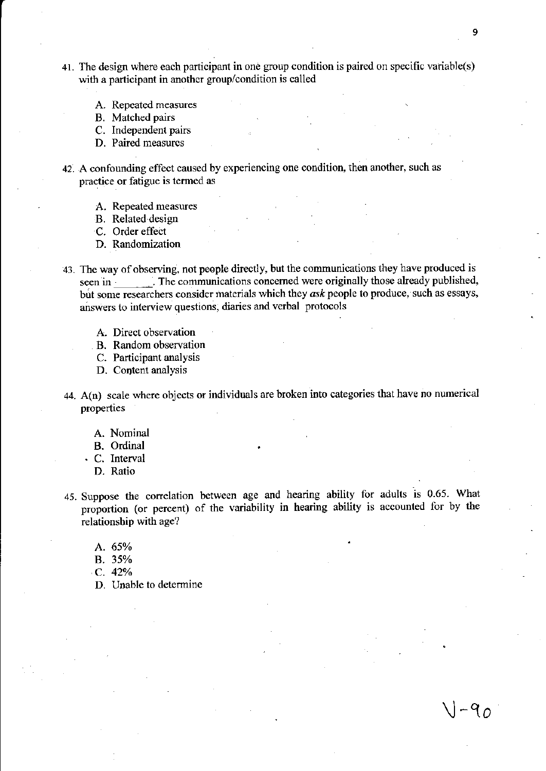41. The design where each participant in one group condition is paired on specific variable(s) with a participant in another group/condition is called

    A. Repeated measures
    B. Matched pairs
    C. Independent pairs
    D. Paired measures

42. A confounding effect caused by experiencing one condition, then another, such as practice or fatigue is termed as

    A. Repeated measures
    B. Related design
    C. Order effect
    D. Randomization

43. The way of observing, not people directly, but the communications they have produced is seen in ______. The communications concerned were originally those already published, but some researchers consider materials which they *ask* people to produce, such as essays, answers to interview questions, diaries and verbal protocols

    A. Direct observation
    B. Random observation
    C. Participant analysis
    D. Content analysis

44. A(n) scale where objects or individuals are broken into categories that have no numerical properties

    A. Nominal
    B. Ordinal
    C. Interval
    D. Ratio

45. Suppose the correlation between age and hearing ability for adults is 0.65. What proportion (or percent) of the variability in hearing ability is accounted for by the relationship with age?

    A. 65%
    B. 35%
    C. 42%
    D. Unable to determine

V-90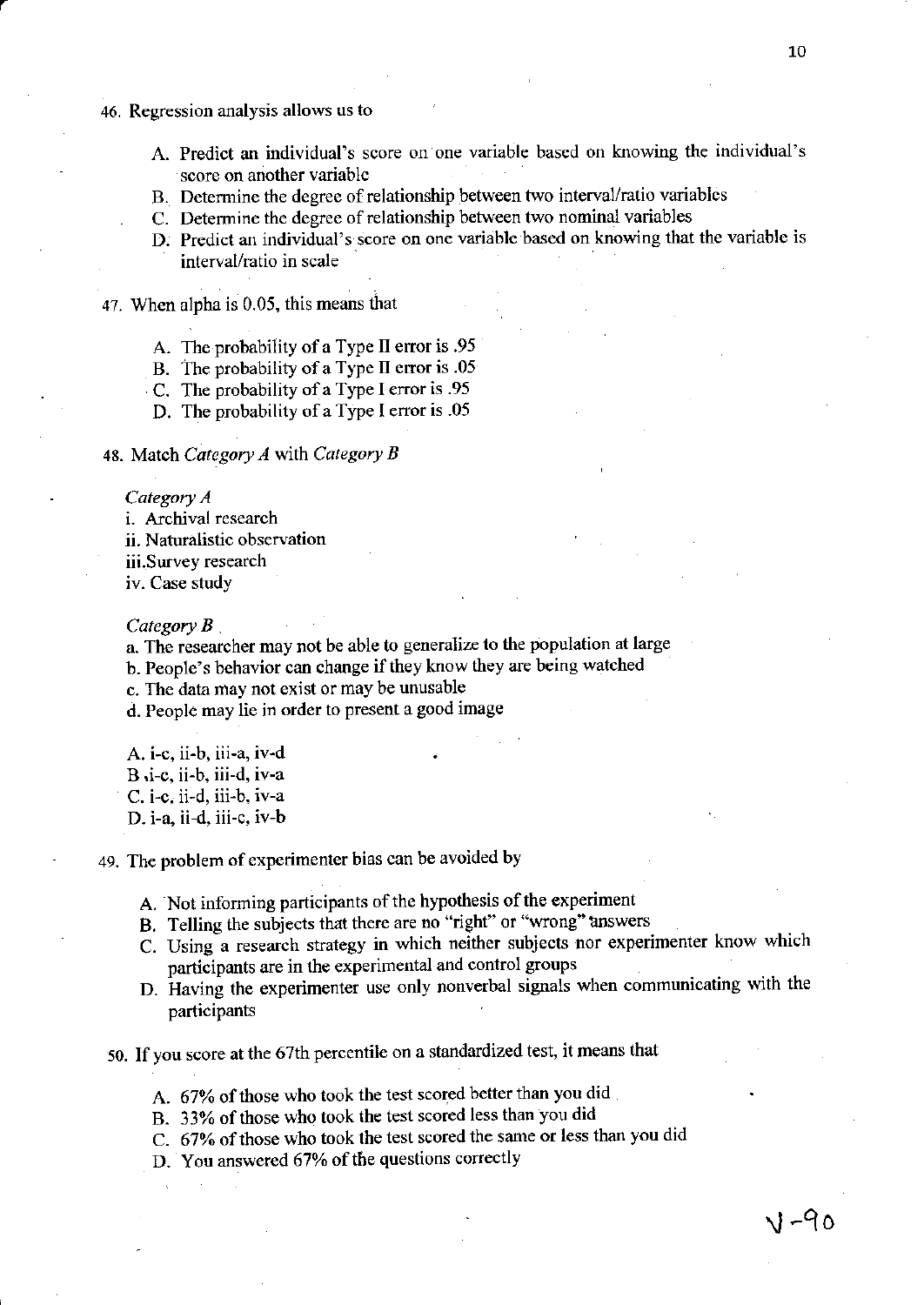46. Regression analysis allows us to

    A. Predict an individual's score on one variable based on knowing the individual's score on another variable
    B. Determine the degree of relationship between two interval/ratio variables
    C. Determine the degree of relationship between two nominal variables
    D. Predict an individual's score on one variable based on knowing that the variable is interval/ratio in scale

47. When alpha is 0.05, this means that

    A. The probability of a Type II error is .95
    B. The probability of a Type II error is .05
    C. The probability of a Type I error is .95
    D. The probability of a Type I error is .05

48. Match *Category A* with *Category B*

    *Category A*
    i. Archival research
    ii. Naturalistic observation
    iii. Survey research
    iv. Case study

    *Category B*
    a. The researcher may not be able to generalize to the population at large
    b. People's behavior can change if they know they are being watched
    c. The data may not exist or may be unusable
    d. People may lie in order to present a good image

    A. i-c, ii-b, iii-a, iv-d
    B. i-c, ii-b, iii-d, iv-a
    C. i-c, ii-d, iii-b, iv-a
    D. i-a, ii-d, iii-c, iv-b

49. The problem of experimenter bias can be avoided by

    A. Not informing participants of the hypothesis of the experiment
    B. Telling the subjects that there are no "right" or "wrong" answers
    C. Using a research strategy in which neither subjects nor experimenter know which participants are in the experimental and control groups
    D. Having the experimenter use only nonverbal signals when communicating with the participants

50. If you score at the 67th percentile on a standardized test, it means that

    A. 67% of those who took the test scored better than you did
    B. 33% of those who took the test scored less than you did
    C. 67% of those who took the test scored the same or less than you did
    D. You answered 67% of the questions correctly

V-90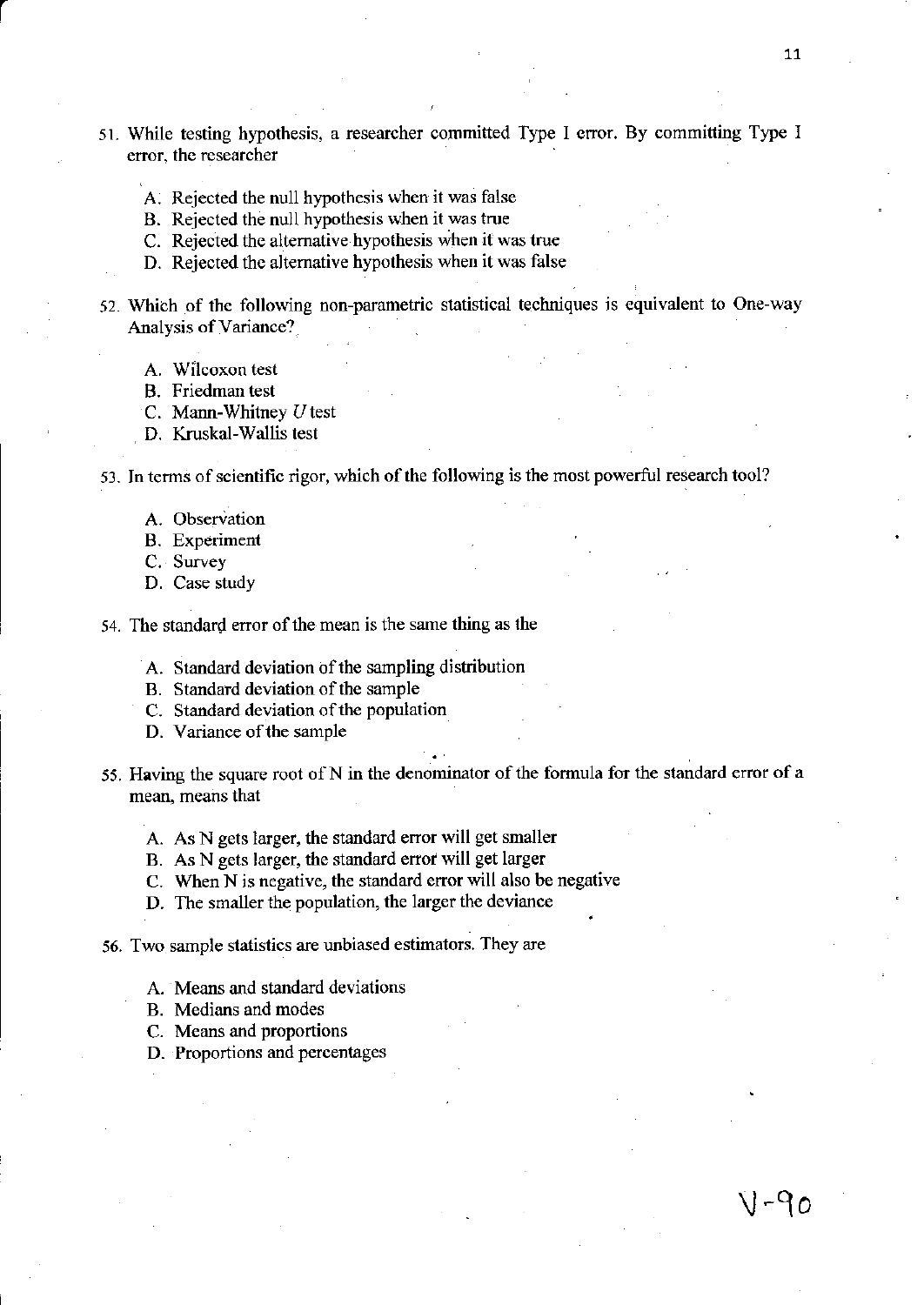51. While testing hypothesis, a researcher committed Type I error. By committing Type I error, the researcher

    A. Rejected the null hypothesis when it was false
    B. Rejected the null hypothesis when it was true
    C. Rejected the alternative hypothesis when it was true
    D. Rejected the alternative hypothesis when it was false

52. Which of the following non-parametric statistical techniques is equivalent to One-way Analysis of Variance?

    A. Wilcoxon test
    B. Friedman test
    C. Mann-Whitney *U* test
    D. Kruskal-Wallis test

53. In terms of scientific rigor, which of the following is the most powerful research tool?

    A. Observation
    B. Experiment
    C. Survey
    D. Case study

54. The standard error of the mean is the same thing as the

    A. Standard deviation of the sampling distribution
    B. Standard deviation of the sample
    C. Standard deviation of the population
    D. Variance of the sample

55. Having the square root of N in the denominator of the formula for the standard error of a mean, means that

    A. As N gets larger, the standard error will get smaller
    B. As N gets larger, the standard error will get larger
    C. When N is negative, the standard error will also be negative
    D. The smaller the population, the larger the deviance

56. Two sample statistics are unbiased estimators. They are

    A. Means and standard deviations
    B. Medians and modes
    C. Means and proportions
    D. Proportions and percentages

V-90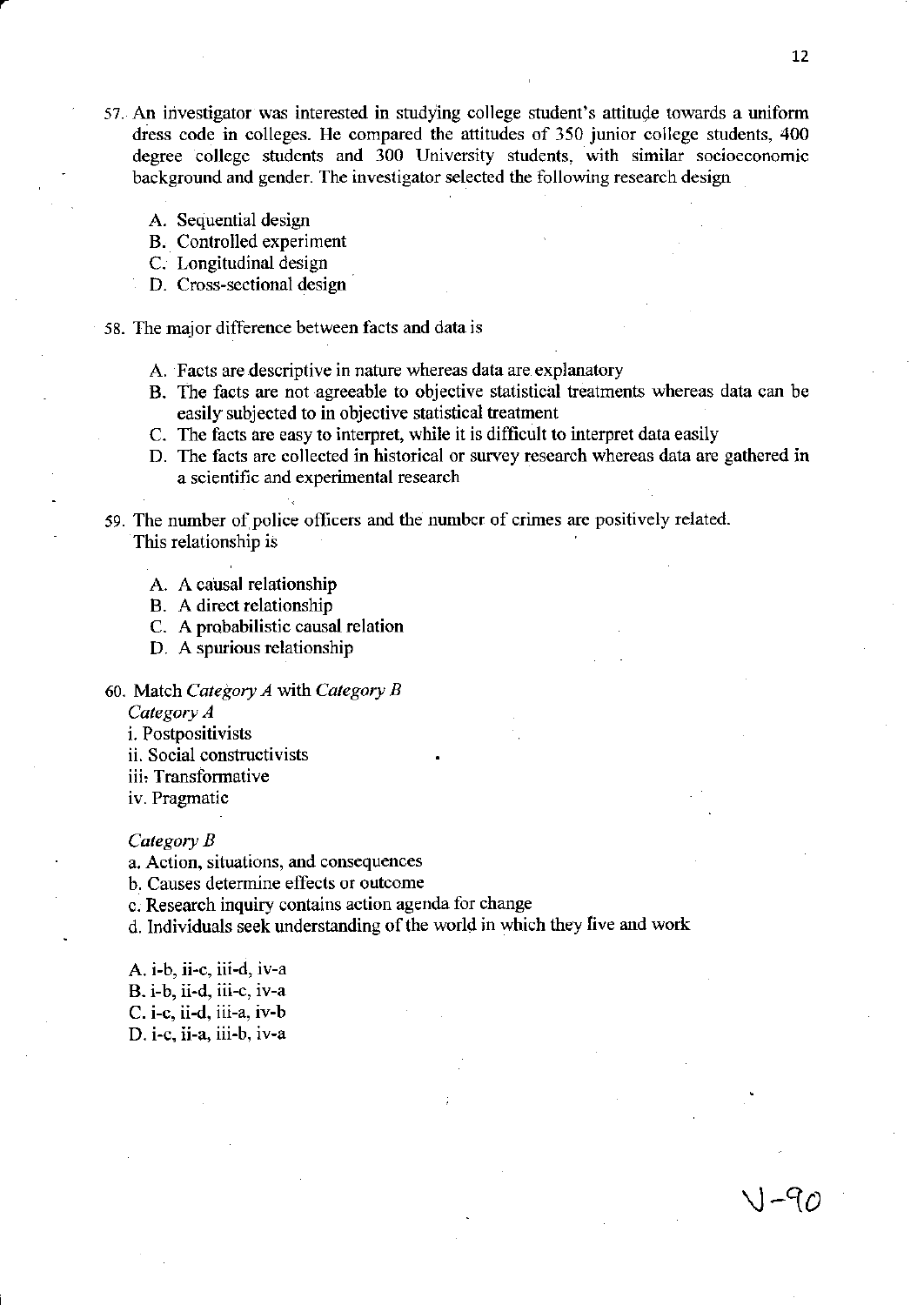57. An investigator was interested in studying college student's attitude towards a uniform dress code in colleges. He compared the attitudes of 350 junior college students, 400 degree college students and 300 University students, with similar socioeconomic background and gender. The investigator selected the following research design

    A. Sequential design
    B. Controlled experiment
    C. Longitudinal design
    D. Cross-sectional design

58. The major difference between facts and data is

    A. Facts are descriptive in nature whereas data are explanatory
    B. The facts are not agreeable to objective statistical treatments whereas data can be easily subjected to in objective statistical treatment
    C. The facts are easy to interpret, while it is difficult to interpret data easily
    D. The facts are collected in historical or survey research whereas data are gathered in a scientific and experimental research

59. The number of police officers and the number of crimes are positively related. This relationship is

    A. A causal relationship
    B. A direct relationship
    C. A probabilistic causal relation
    D. A spurious relationship

60. Match *Category A* with *Category B*

    *Category A*

    i. Postpositivists
    ii. Social constructivists
    iii. Transformative
    iv. Pragmatic

    *Category B*

    a. Action, situations, and consequences
    b. Causes determine effects or outcome
    c. Research inquiry contains action agenda for change
    d. Individuals seek understanding of the world in which they five and work

    A. i-b, ii-c, iii-d, iv-a
    B. i-b, ii-d, iii-c, iv-a
    C. i-c, ii-d, iii-a, iv-b
    D. i-c, ii-a, iii-b, iv-a

V-90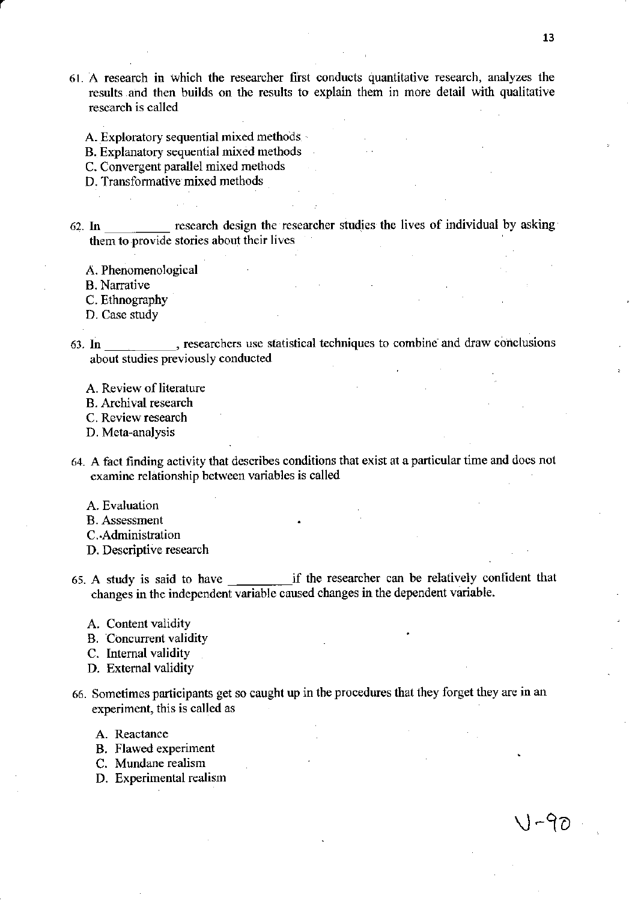61. A research in which the researcher first conducts quantitative research, analyzes the results and then builds on the results to explain them in more detail with qualitative research is called

   A. Exploratory sequential mixed methods
   B. Explanatory sequential mixed methods
   C. Convergent parallel mixed methods
   D. Transformative mixed methods

62. In __________ research design the researcher studies the lives of individual by asking them to provide stories about their lives

   A. Phenomenological
   B. Narrative
   C. Ethnography
   D. Case study

63. In __________, researchers use statistical techniques to combine and draw conclusions about studies previously conducted

   A. Review of literature
   B. Archival research
   C. Review research
   D. Meta-analysis

64. A fact finding activity that describes conditions that exist at a particular time and does not examine relationship between variables is called

   A. Evaluation
   B. Assessment
   C. Administration
   D. Descriptive research

65. A study is said to have __________ if the researcher can be relatively confident that changes in the independent variable caused changes in the dependent variable.

   A. Content validity
   B. Concurrent validity
   C. Internal validity
   D. External validity

66. Sometimes participants get so caught up in the procedures that they forget they are in an experiment, this is called as

   A. Reactance
   B. Flawed experiment
   C. Mundane realism
   D. Experimental realism

V-90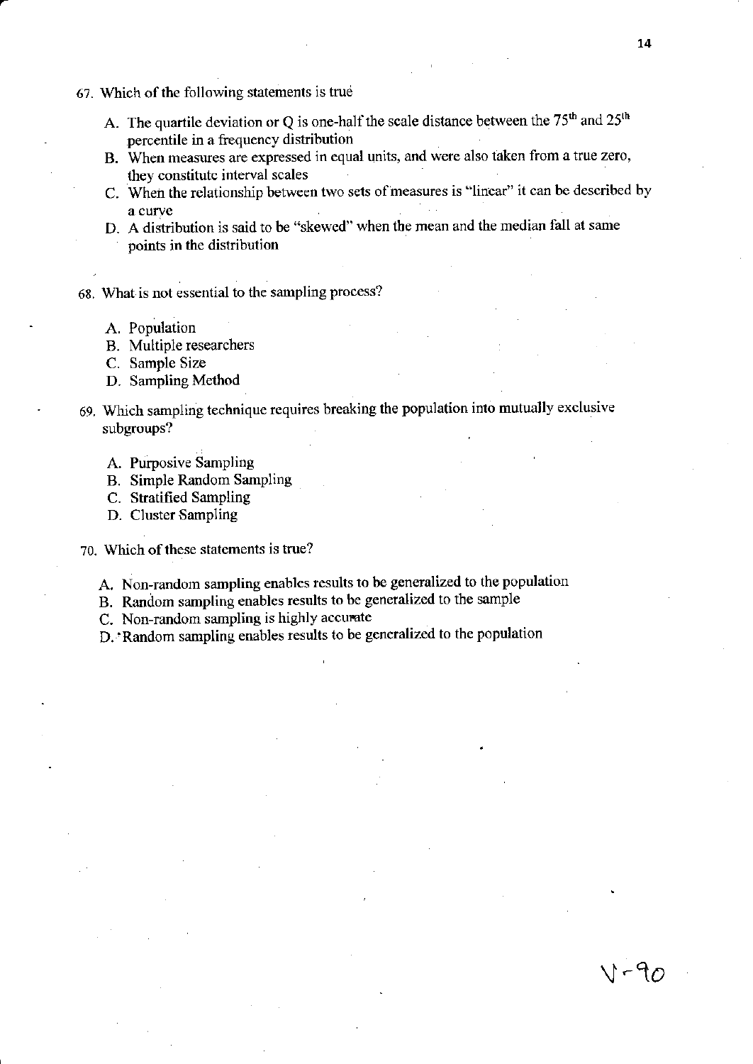67. Which of the following statements is true

    A. The quartile deviation or Q is one-half the scale distance between the $75^{th}$ and $25^{th}$ percentile in a frequency distribution
    B. When measures are expressed in equal units, and were also taken from a true zero, they constitute interval scales
    C. When the relationship between two sets of measures is "linear" it can be described by a curve
    D. A distribution is said to be "skewed" when the mean and the median fall at same points in the distribution

68. What is not essential to the sampling process?

    A. Population
    B. Multiple researchers
    C. Sample Size
    D. Sampling Method

69. Which sampling technique requires breaking the population into mutually exclusive subgroups?

    A. Purposive Sampling
    B. Simple Random Sampling
    C. Stratified Sampling
    D. Cluster Sampling

70. Which of these statements is true?

    A. Non-random sampling enables results to be generalized to the population
    B. Random sampling enables results to be generalized to the sample
    C. Non-random sampling is highly accurate
    D. Random sampling enables results to be generalized to the population

V-90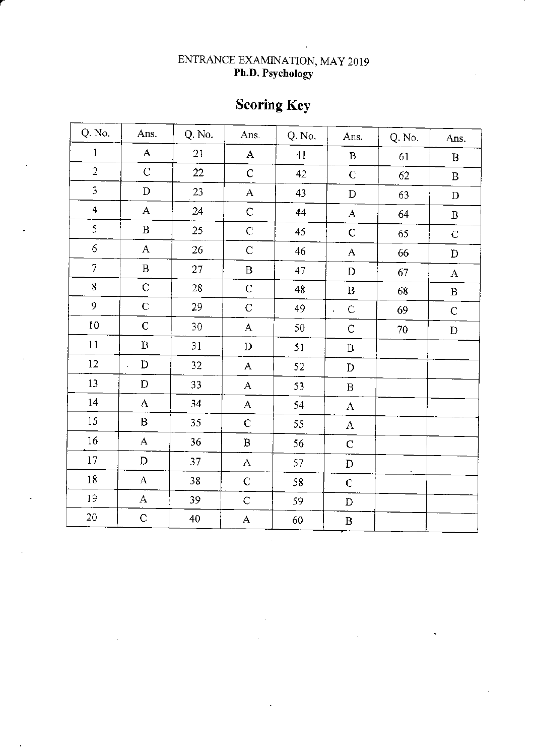ENTRANCE EXAMINATION, MAY 2019
**Ph.D. Psychology**

# Scoring Key

| Q. No. | Ans. | Q. No. | Ans. | Q. No. | Ans. | Q. No. | Ans. |
|---|---|---|---|---|---|---|---|
| 1 | A | 21 | A | 41 | B | 61 | B |
| 2 | C | 22 | C | 42 | C | 62 | B |
| 3 | D | 23 | A | 43 | D | 63 | D |
| 4 | A | 24 | C | 44 | A | 64 | B |
| 5 | B | 25 | C | 45 | C | 65 | C |
| 6 | A | 26 | C | 46 | A | 66 | D |
| 7 | B | 27 | B | 47 | D | 67 | A |
| 8 | C | 28 | C | 48 | B | 68 | B |
| 9 | C | 29 | C | 49 | C | 69 | C |
| 10 | C | 30 | A | 50 | C | 70 | D |
| 11 | B | 31 | D | 51 | B | | |
| 12 | D | 32 | A | 52 | D | | |
| 13 | D | 33 | A | 53 | B | | |
| 14 | A | 34 | A | 54 | A | | |
| 15 | B | 35 | C | 55 | A | | |
| 16 | A | 36 | B | 56 | C | | |
| 17 | D | 37 | A | 57 | D | | |
| 18 | A | 38 | C | 58 | C | | |
| 19 | A | 39 | C | 59 | D | | |
| 20 | C | 40 | A | 60 | B | | |